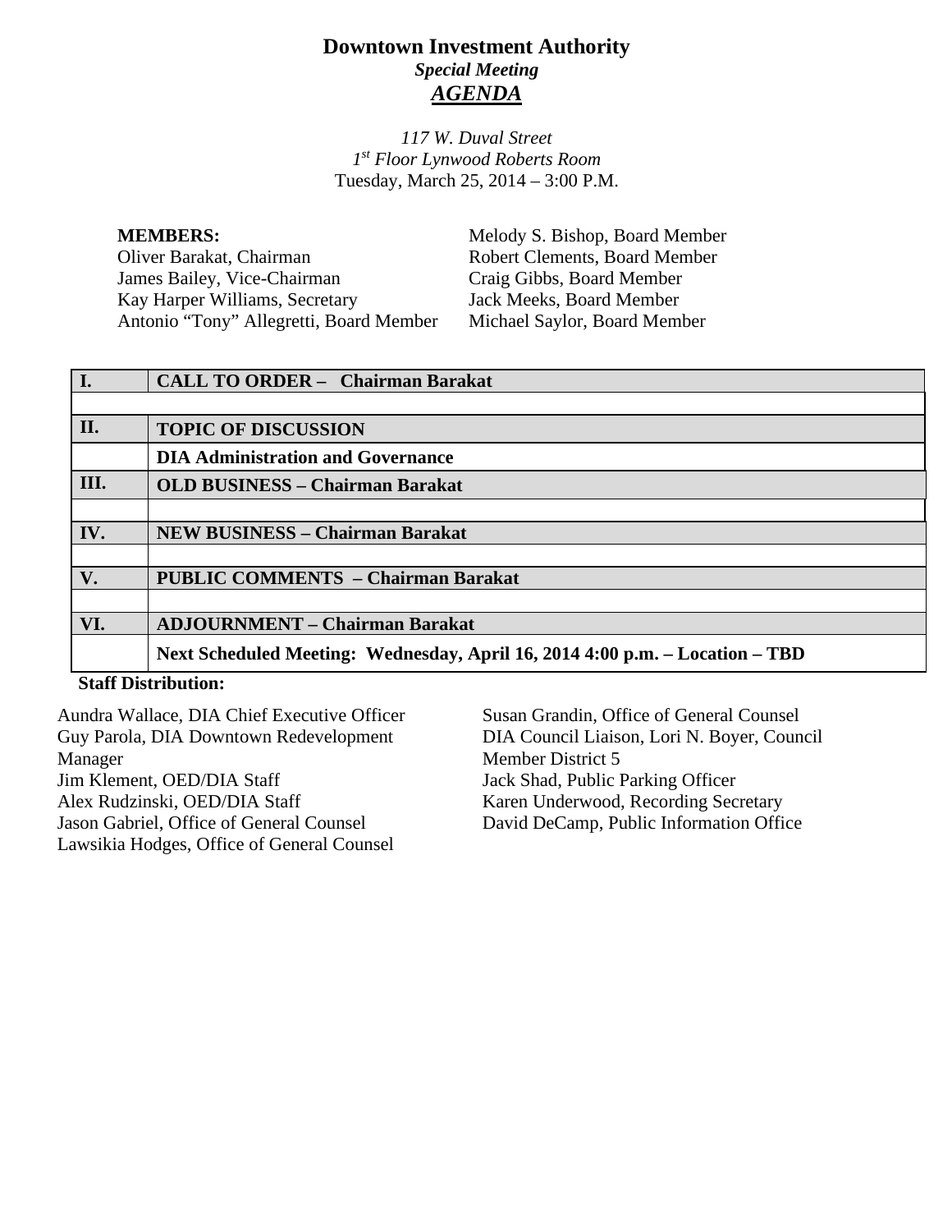# Downtown Investment Authority

***Special Meeting***

***<u>AGENDA</u>***

*117 W. Duval Street*
*1st Floor Lynwood Roberts Room*
Tuesday, March 25, 2014 – 3:00 P.M.

**MEMBERS:**
Oliver Barakat, Chairman
James Bailey, Vice-Chairman
Kay Harper Williams, Secretary
Antonio "Tony" Allegretti, Board Member
Melody S. Bishop, Board Member
Robert Clements, Board Member
Craig Gibbs, Board Member
Jack Meeks, Board Member
Michael Saylor, Board Member

| | |
|---|---|
| **I.** | **CALL TO ORDER – Chairman Barakat** |
| | |
| **II.** | **TOPIC OF DISCUSSION** |
| | **DIA Administration and Governance** |
| **III.** | **OLD BUSINESS – Chairman Barakat** |
| | |
| **IV.** | **NEW BUSINESS – Chairman Barakat** |
| | |
| **V.** | **PUBLIC COMMENTS – Chairman Barakat** |
| | |
| **VI.** | **ADJOURNMENT – Chairman Barakat** |
| | **Next Scheduled Meeting: Wednesday, April 16, 2014 4:00 p.m. – Location – TBD** |

**Staff Distribution:**

Aundra Wallace, DIA Chief Executive Officer
Guy Parola, DIA Downtown Redevelopment Manager
Jim Klement, OED/DIA Staff
Alex Rudzinski, OED/DIA Staff
Jason Gabriel, Office of General Counsel
Lawsikia Hodges, Office of General Counsel
Susan Grandin, Office of General Counsel
DIA Council Liaison, Lori N. Boyer, Council Member District 5
Jack Shad, Public Parking Officer
Karen Underwood, Recording Secretary
David DeCamp, Public Information Office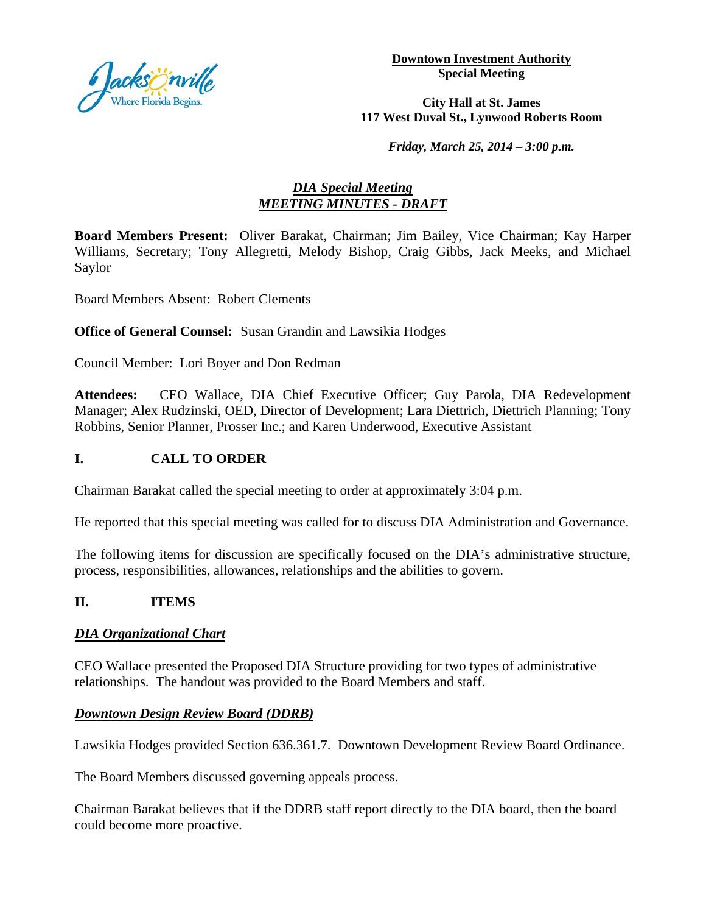**Downtown Investment Authority**
**Special Meeting**

**City Hall at St. James**
**117 West Duval St., Lynwood Roberts Room**

***Friday, March 25, 2014 – 3:00 p.m.***

## ***DIA Special Meeting***
## ***MEETING MINUTES - DRAFT***

**Board Members Present:** Oliver Barakat, Chairman; Jim Bailey, Vice Chairman; Kay Harper Williams, Secretary; Tony Allegretti, Melody Bishop, Craig Gibbs, Jack Meeks, and Michael Saylor

Board Members Absent: Robert Clements

**Office of General Counsel:** Susan Grandin and Lawsikia Hodges

Council Member: Lori Boyer and Don Redman

**Attendees:** CEO Wallace, DIA Chief Executive Officer; Guy Parola, DIA Redevelopment Manager; Alex Rudzinski, OED, Director of Development; Lara Diettrich, Diettrich Planning; Tony Robbins, Senior Planner, Prosser Inc.; and Karen Underwood, Executive Assistant

## I. CALL TO ORDER

Chairman Barakat called the special meeting to order at approximately 3:04 p.m.

He reported that this special meeting was called for to discuss DIA Administration and Governance.

The following items for discussion are specifically focused on the DIA's administrative structure, process, responsibilities, allowances, relationships and the abilities to govern.

## II. ITEMS

### ***DIA Organizational Chart***

CEO Wallace presented the Proposed DIA Structure providing for two types of administrative relationships. The handout was provided to the Board Members and staff.

### ***Downtown Design Review Board (DDRB)***

Lawsikia Hodges provided Section 636.361.7. Downtown Development Review Board Ordinance.

The Board Members discussed governing appeals process.

Chairman Barakat believes that if the DDRB staff report directly to the DIA board, then the board could become more proactive.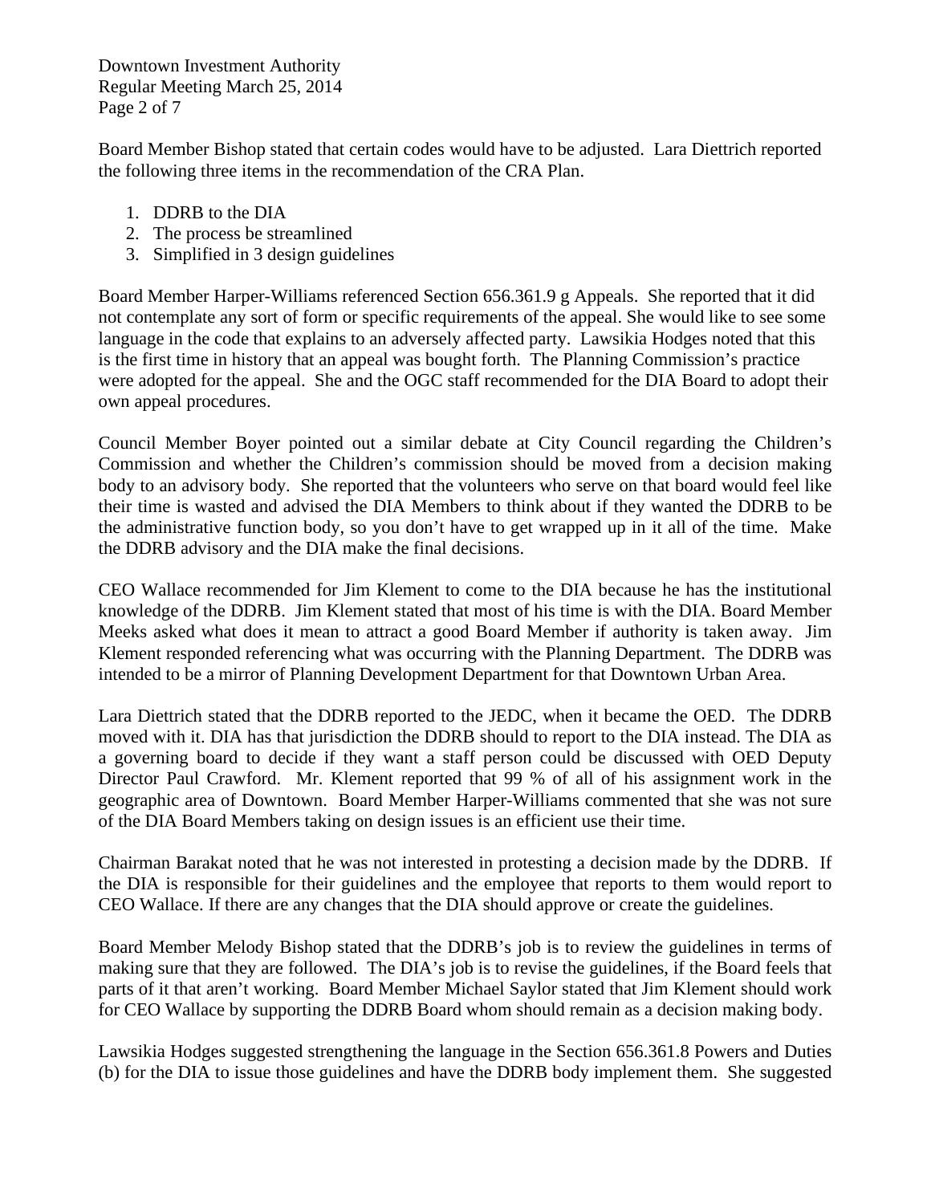Board Member Bishop stated that certain codes would have to be adjusted. Lara Diettrich reported the following three items in the recommendation of the CRA Plan.

1. DDRB to the DIA
2. The process be streamlined
3. Simplified in 3 design guidelines

Board Member Harper-Williams referenced Section 656.361.9 g Appeals. She reported that it did not contemplate any sort of form or specific requirements of the appeal. She would like to see some language in the code that explains to an adversely affected party. Lawsikia Hodges noted that this is the first time in history that an appeal was bought forth. The Planning Commission's practice were adopted for the appeal. She and the OGC staff recommended for the DIA Board to adopt their own appeal procedures.

Council Member Boyer pointed out a similar debate at City Council regarding the Children's Commission and whether the Children's commission should be moved from a decision making body to an advisory body. She reported that the volunteers who serve on that board would feel like their time is wasted and advised the DIA Members to think about if they wanted the DDRB to be the administrative function body, so you don't have to get wrapped up in it all of the time. Make the DDRB advisory and the DIA make the final decisions.

CEO Wallace recommended for Jim Klement to come to the DIA because he has the institutional knowledge of the DDRB. Jim Klement stated that most of his time is with the DIA. Board Member Meeks asked what does it mean to attract a good Board Member if authority is taken away. Jim Klement responded referencing what was occurring with the Planning Department. The DDRB was intended to be a mirror of Planning Development Department for that Downtown Urban Area.

Lara Diettrich stated that the DDRB reported to the JEDC, when it became the OED. The DDRB moved with it. DIA has that jurisdiction the DDRB should to report to the DIA instead. The DIA as a governing board to decide if they want a staff person could be discussed with OED Deputy Director Paul Crawford. Mr. Klement reported that 99 % of all of his assignment work in the geographic area of Downtown. Board Member Harper-Williams commented that she was not sure of the DIA Board Members taking on design issues is an efficient use their time.

Chairman Barakat noted that he was not interested in protesting a decision made by the DDRB. If the DIA is responsible for their guidelines and the employee that reports to them would report to CEO Wallace. If there are any changes that the DIA should approve or create the guidelines.

Board Member Melody Bishop stated that the DDRB's job is to review the guidelines in terms of making sure that they are followed. The DIA's job is to revise the guidelines, if the Board feels that parts of it that aren't working. Board Member Michael Saylor stated that Jim Klement should work for CEO Wallace by supporting the DDRB Board whom should remain as a decision making body.

Lawsikia Hodges suggested strengthening the language in the Section 656.361.8 Powers and Duties (b) for the DIA to issue those guidelines and have the DDRB body implement them. She suggested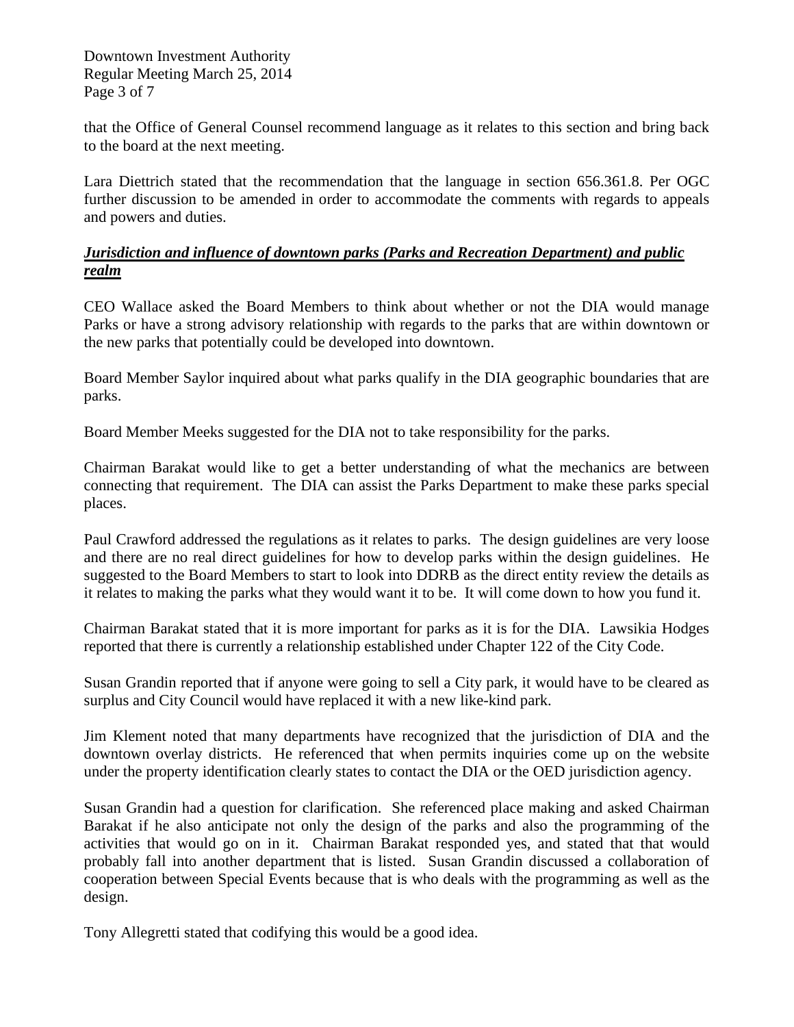that the Office of General Counsel recommend language as it relates to this section and bring back to the board at the next meeting.

Lara Diettrich stated that the recommendation that the language in section 656.361.8. Per OGC further discussion to be amended in order to accommodate the comments with regards to appeals and powers and duties.

***Jurisdiction and influence of downtown parks (Parks and Recreation Department) and public realm***

CEO Wallace asked the Board Members to think about whether or not the DIA would manage Parks or have a strong advisory relationship with regards to the parks that are within downtown or the new parks that potentially could be developed into downtown.

Board Member Saylor inquired about what parks qualify in the DIA geographic boundaries that are parks.

Board Member Meeks suggested for the DIA not to take responsibility for the parks.

Chairman Barakat would like to get a better understanding of what the mechanics are between connecting that requirement. The DIA can assist the Parks Department to make these parks special places.

Paul Crawford addressed the regulations as it relates to parks. The design guidelines are very loose and there are no real direct guidelines for how to develop parks within the design guidelines. He suggested to the Board Members to start to look into DDRB as the direct entity review the details as it relates to making the parks what they would want it to be. It will come down to how you fund it.

Chairman Barakat stated that it is more important for parks as it is for the DIA. Lawsikia Hodges reported that there is currently a relationship established under Chapter 122 of the City Code.

Susan Grandin reported that if anyone were going to sell a City park, it would have to be cleared as surplus and City Council would have replaced it with a new like-kind park.

Jim Klement noted that many departments have recognized that the jurisdiction of DIA and the downtown overlay districts. He referenced that when permits inquiries come up on the website under the property identification clearly states to contact the DIA or the OED jurisdiction agency.

Susan Grandin had a question for clarification. She referenced place making and asked Chairman Barakat if he also anticipate not only the design of the parks and also the programming of the activities that would go on in it. Chairman Barakat responded yes, and stated that that would probably fall into another department that is listed. Susan Grandin discussed a collaboration of cooperation between Special Events because that is who deals with the programming as well as the design.

Tony Allegretti stated that codifying this would be a good idea.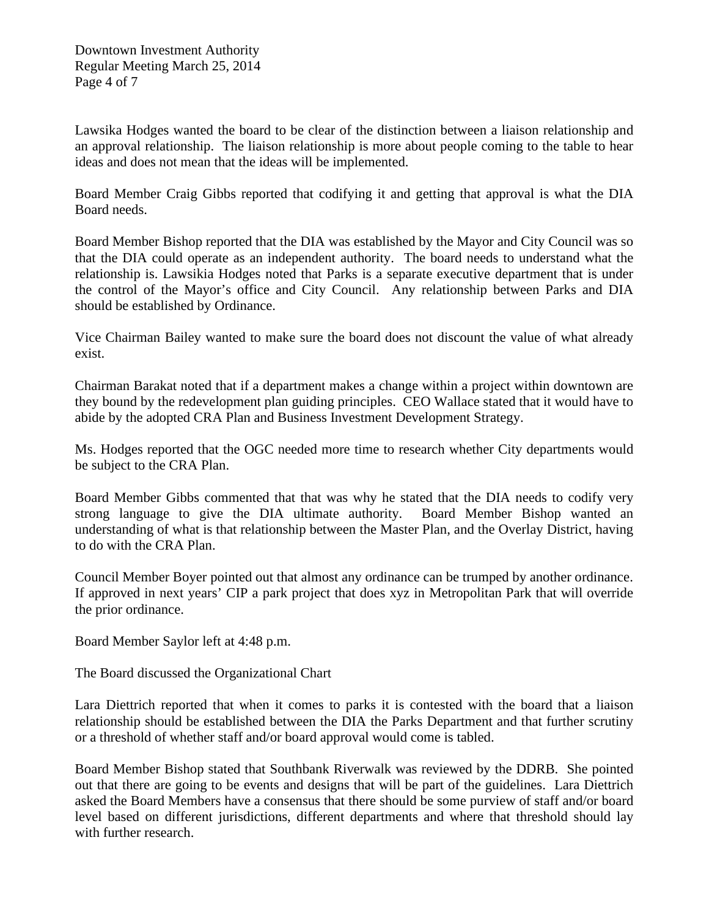Lawsika Hodges wanted the board to be clear of the distinction between a liaison relationship and an approval relationship. The liaison relationship is more about people coming to the table to hear ideas and does not mean that the ideas will be implemented.

Board Member Craig Gibbs reported that codifying it and getting that approval is what the DIA Board needs.

Board Member Bishop reported that the DIA was established by the Mayor and City Council was so that the DIA could operate as an independent authority. The board needs to understand what the relationship is. Lawsikia Hodges noted that Parks is a separate executive department that is under the control of the Mayor's office and City Council. Any relationship between Parks and DIA should be established by Ordinance.

Vice Chairman Bailey wanted to make sure the board does not discount the value of what already exist.

Chairman Barakat noted that if a department makes a change within a project within downtown are they bound by the redevelopment plan guiding principles. CEO Wallace stated that it would have to abide by the adopted CRA Plan and Business Investment Development Strategy.

Ms. Hodges reported that the OGC needed more time to research whether City departments would be subject to the CRA Plan.

Board Member Gibbs commented that that was why he stated that the DIA needs to codify very strong language to give the DIA ultimate authority. Board Member Bishop wanted an understanding of what is that relationship between the Master Plan, and the Overlay District, having to do with the CRA Plan.

Council Member Boyer pointed out that almost any ordinance can be trumped by another ordinance. If approved in next years' CIP a park project that does xyz in Metropolitan Park that will override the prior ordinance.

Board Member Saylor left at 4:48 p.m.

The Board discussed the Organizational Chart

Lara Diettrich reported that when it comes to parks it is contested with the board that a liaison relationship should be established between the DIA the Parks Department and that further scrutiny or a threshold of whether staff and/or board approval would come is tabled.

Board Member Bishop stated that Southbank Riverwalk was reviewed by the DDRB. She pointed out that there are going to be events and designs that will be part of the guidelines. Lara Diettrich asked the Board Members have a consensus that there should be some purview of staff and/or board level based on different jurisdictions, different departments and where that threshold should lay with further research.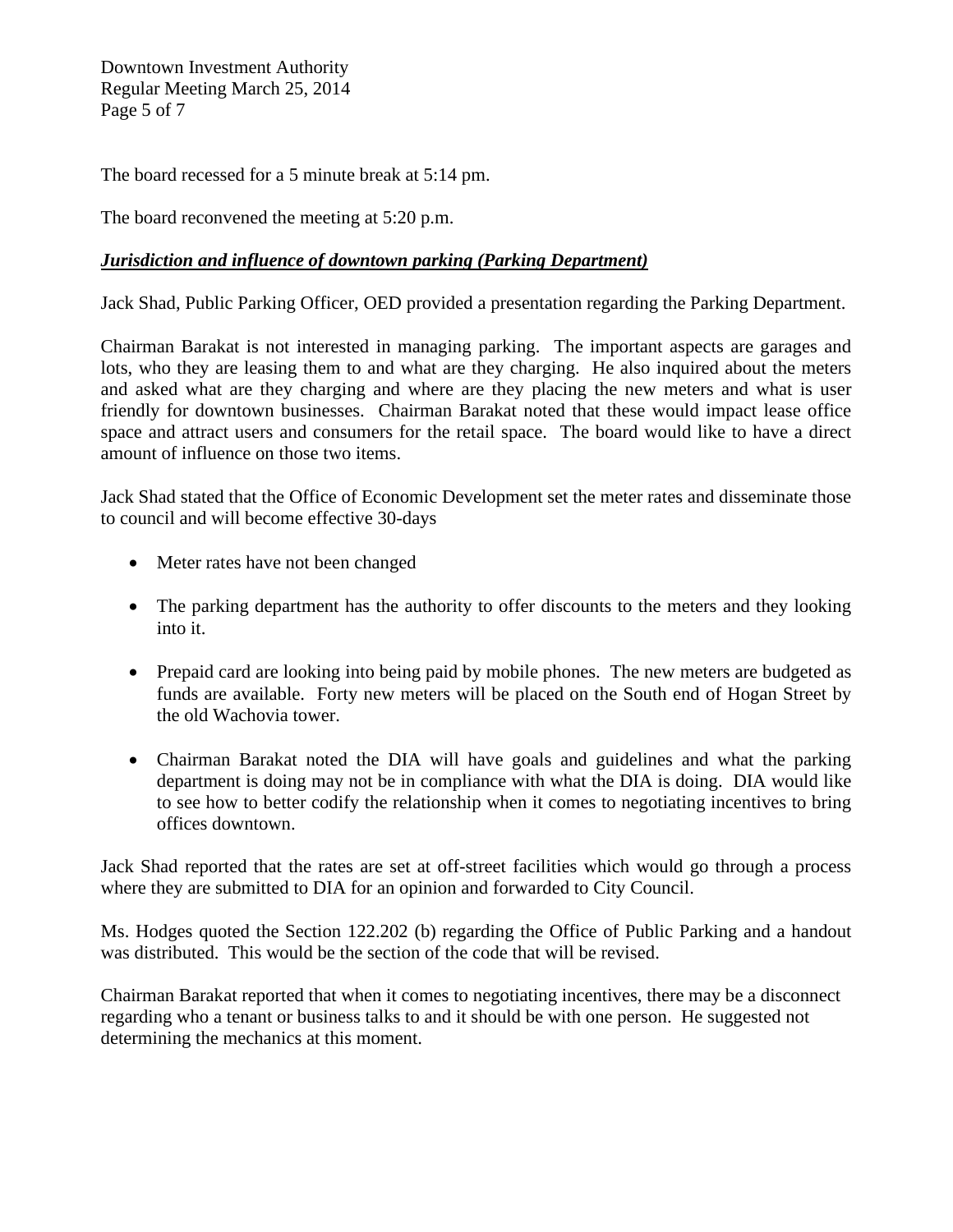The board recessed for a 5 minute break at 5:14 pm.

The board reconvened the meeting at 5:20 p.m.

***Jurisdiction and influence of downtown parking (Parking Department)***

Jack Shad, Public Parking Officer, OED provided a presentation regarding the Parking Department.

Chairman Barakat is not interested in managing parking. The important aspects are garages and lots, who they are leasing them to and what are they charging. He also inquired about the meters and asked what are they charging and where are they placing the new meters and what is user friendly for downtown businesses. Chairman Barakat noted that these would impact lease office space and attract users and consumers for the retail space. The board would like to have a direct amount of influence on those two items.

Jack Shad stated that the Office of Economic Development set the meter rates and disseminate those to council and will become effective 30-days

- Meter rates have not been changed
- The parking department has the authority to offer discounts to the meters and they looking into it.
- Prepaid card are looking into being paid by mobile phones. The new meters are budgeted as funds are available. Forty new meters will be placed on the South end of Hogan Street by the old Wachovia tower.
- Chairman Barakat noted the DIA will have goals and guidelines and what the parking department is doing may not be in compliance with what the DIA is doing. DIA would like to see how to better codify the relationship when it comes to negotiating incentives to bring offices downtown.

Jack Shad reported that the rates are set at off-street facilities which would go through a process where they are submitted to DIA for an opinion and forwarded to City Council.

Ms. Hodges quoted the Section 122.202 (b) regarding the Office of Public Parking and a handout was distributed. This would be the section of the code that will be revised.

Chairman Barakat reported that when it comes to negotiating incentives, there may be a disconnect regarding who a tenant or business talks to and it should be with one person. He suggested not determining the mechanics at this moment.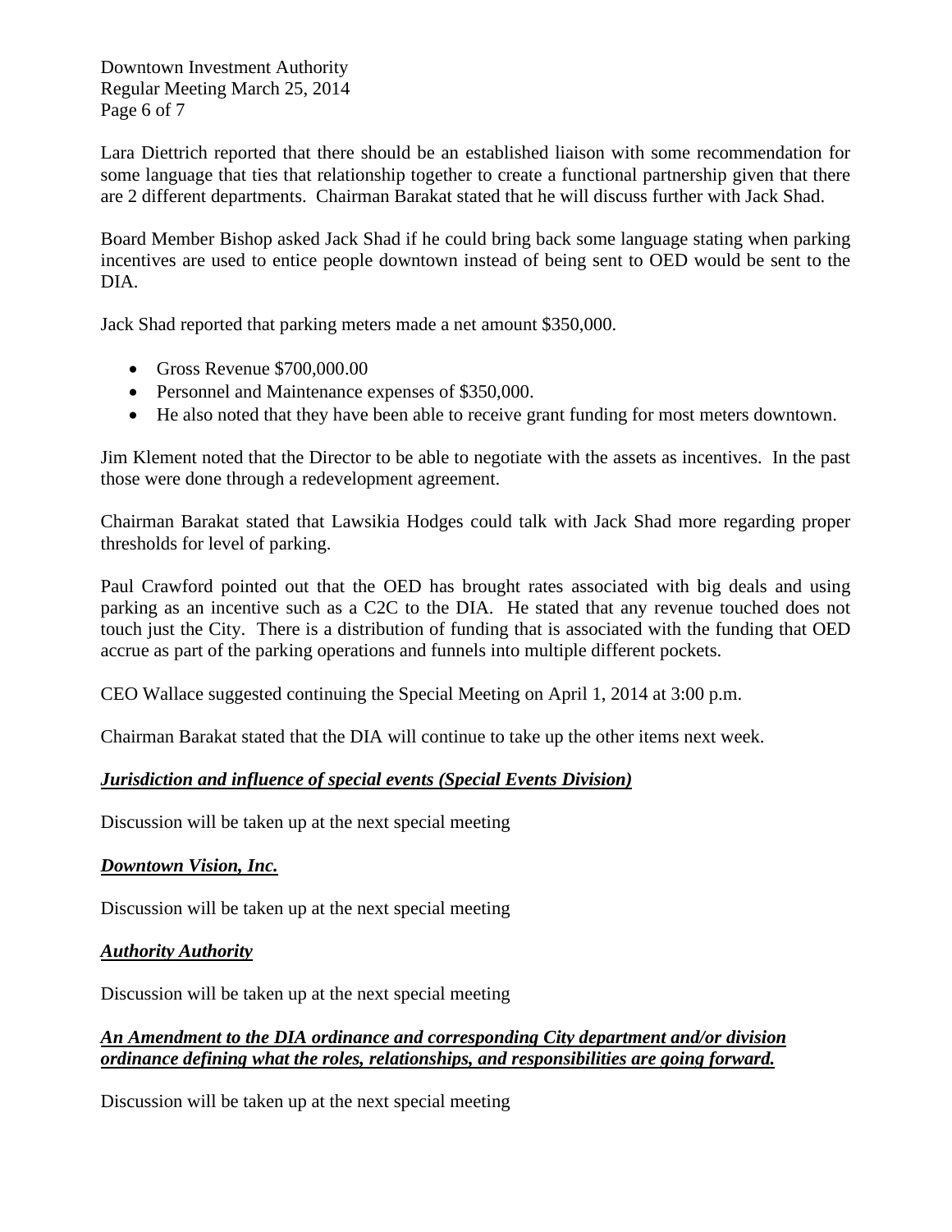Lara Diettrich reported that there should be an established liaison with some recommendation for some language that ties that relationship together to create a functional partnership given that there are 2 different departments. Chairman Barakat stated that he will discuss further with Jack Shad.

Board Member Bishop asked Jack Shad if he could bring back some language stating when parking incentives are used to entice people downtown instead of being sent to OED would be sent to the DIA.

Jack Shad reported that parking meters made a net amount $350,000.

- Gross Revenue $700,000.00
- Personnel and Maintenance expenses of $350,000.
- He also noted that they have been able to receive grant funding for most meters downtown.

Jim Klement noted that the Director to be able to negotiate with the assets as incentives. In the past those were done through a redevelopment agreement.

Chairman Barakat stated that Lawsikia Hodges could talk with Jack Shad more regarding proper thresholds for level of parking.

Paul Crawford pointed out that the OED has brought rates associated with big deals and using parking as an incentive such as a C2C to the DIA. He stated that any revenue touched does not touch just the City. There is a distribution of funding that is associated with the funding that OED accrue as part of the parking operations and funnels into multiple different pockets.

CEO Wallace suggested continuing the Special Meeting on April 1, 2014 at 3:00 p.m.

Chairman Barakat stated that the DIA will continue to take up the other items next week.

***Jurisdiction and influence of special events (Special Events Division)***

Discussion will be taken up at the next special meeting

***Downtown Vision, Inc.***

Discussion will be taken up at the next special meeting

***Authority Authority***

Discussion will be taken up at the next special meeting

***An Amendment to the DIA ordinance and corresponding City department and/or division ordinance defining what the roles, relationships, and responsibilities are going forward.***

Discussion will be taken up at the next special meeting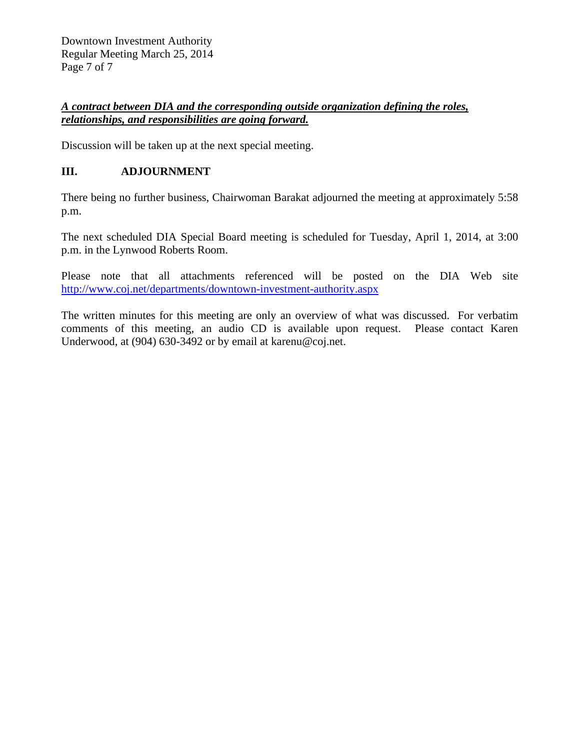***A contract between DIA and the corresponding outside organization defining the roles, relationships, and responsibilities are going forward.***

Discussion will be taken up at the next special meeting.

## III. ADJOURNMENT

There being no further business, Chairwoman Barakat adjourned the meeting at approximately 5:58 p.m.

The next scheduled DIA Special Board meeting is scheduled for Tuesday, April 1, 2014, at 3:00 p.m. in the Lynwood Roberts Room.

Please note that all attachments referenced will be posted on the DIA Web site http://www.coj.net/departments/downtown-investment-authority.aspx

The written minutes for this meeting are only an overview of what was discussed. For verbatim comments of this meeting, an audio CD is available upon request. Please contact Karen Underwood, at (904) 630-3492 or by email at karenu@coj.net.